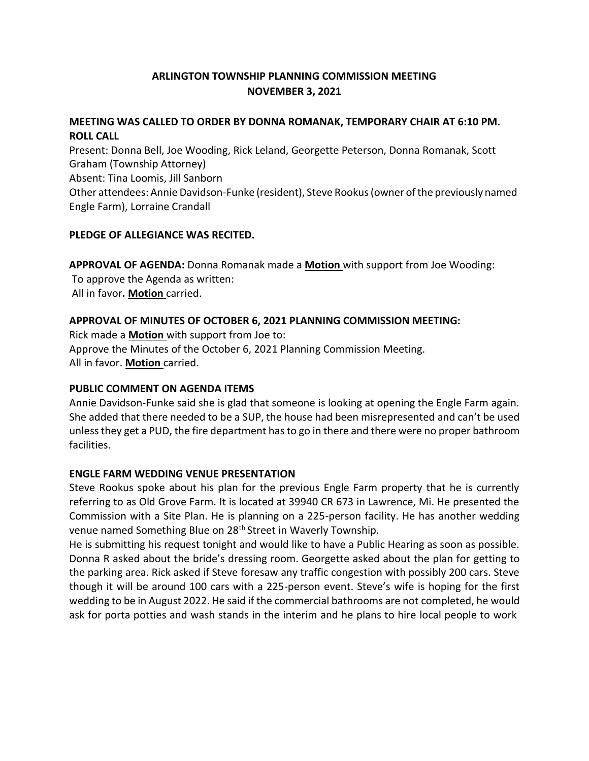# ARLINGTON TOWNSHIP PLANNING COMMISSION MEETING
# NOVEMBER 3, 2021

**MEETING WAS CALLED TO ORDER BY DONNA ROMANAK, TEMPORARY CHAIR AT 6:10 PM.**

**ROLL CALL**

Present: Donna Bell, Joe Wooding, Rick Leland, Georgette Peterson, Donna Romanak, Scott Graham (Township Attorney)

Absent: Tina Loomis, Jill Sanborn

Other attendees: Annie Davidson-Funke (resident), Steve Rookus (owner of the previously named Engle Farm), Lorraine Crandall

**PLEDGE OF ALLEGIANCE WAS RECITED.**

**APPROVAL OF AGENDA:** Donna Romanak made a **Motion** with support from Joe Wooding:
To approve the Agenda as written:
All in favor**. Motion** carried.

**APPROVAL OF MINUTES OF OCTOBER 6, 2021 PLANNING COMMISSION MEETING:**

Rick made a **Motion** with support from Joe to:
Approve the Minutes of the October 6, 2021 Planning Commission Meeting.
All in favor. **Motion** carried.

**PUBLIC COMMENT ON AGENDA ITEMS**

Annie Davidson-Funke said she is glad that someone is looking at opening the Engle Farm again. She added that there needed to be a SUP, the house had been misrepresented and can't be used unless they get a PUD, the fire department has to go in there and there were no proper bathroom facilities.

**ENGLE FARM WEDDING VENUE PRESENTATION**

Steve Rookus spoke about his plan for the previous Engle Farm property that he is currently referring to as Old Grove Farm. It is located at 39940 CR 673 in Lawrence, Mi. He presented the Commission with a Site Plan. He is planning on a 225-person facility. He has another wedding venue named Something Blue on 28th Street in Waverly Township.

He is submitting his request tonight and would like to have a Public Hearing as soon as possible. Donna R asked about the bride's dressing room. Georgette asked about the plan for getting to the parking area. Rick asked if Steve foresaw any traffic congestion with possibly 200 cars. Steve though it will be around 100 cars with a 225-person event. Steve's wife is hoping for the first wedding to be in August 2022. He said if the commercial bathrooms are not completed, he would ask for porta potties and wash stands in the interim and he plans to hire local people to work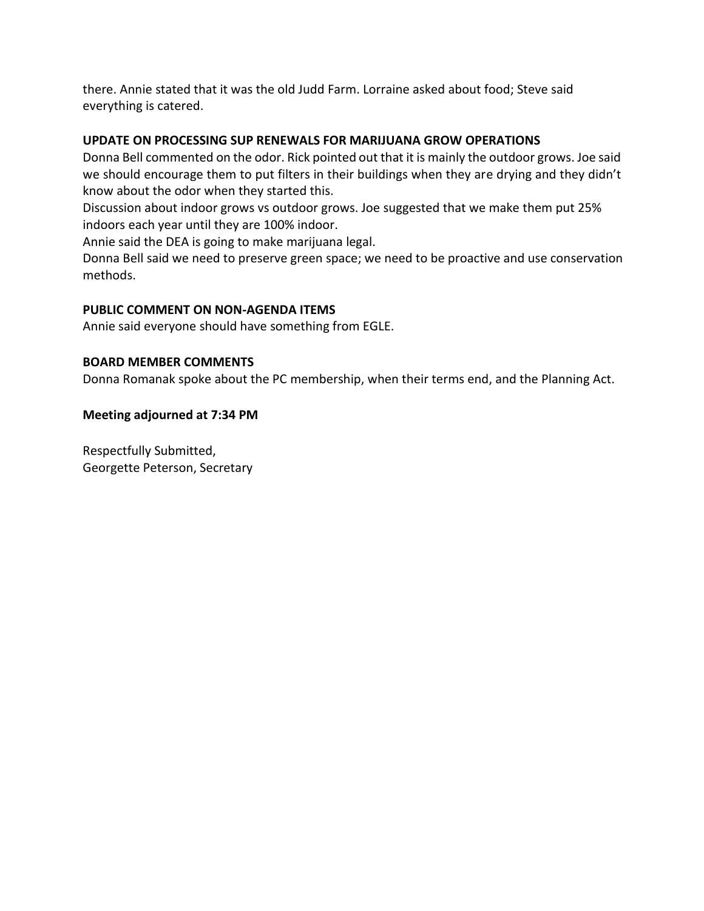there. Annie stated that it was the old Judd Farm. Lorraine asked about food; Steve said everything is catered.

**UPDATE ON PROCESSING SUP RENEWALS FOR MARIJUANA GROW OPERATIONS**

Donna Bell commented on the odor. Rick pointed out that it is mainly the outdoor grows. Joe said we should encourage them to put filters in their buildings when they are drying and they didn't know about the odor when they started this.

Discussion about indoor grows vs outdoor grows. Joe suggested that we make them put 25% indoors each year until they are 100% indoor.

Annie said the DEA is going to make marijuana legal.

Donna Bell said we need to preserve green space; we need to be proactive and use conservation methods.

**PUBLIC COMMENT ON NON-AGENDA ITEMS**

Annie said everyone should have something from EGLE.

**BOARD MEMBER COMMENTS**

Donna Romanak spoke about the PC membership, when their terms end, and the Planning Act.

**Meeting adjourned at 7:34 PM**

Respectfully Submitted,
Georgette Peterson, Secretary